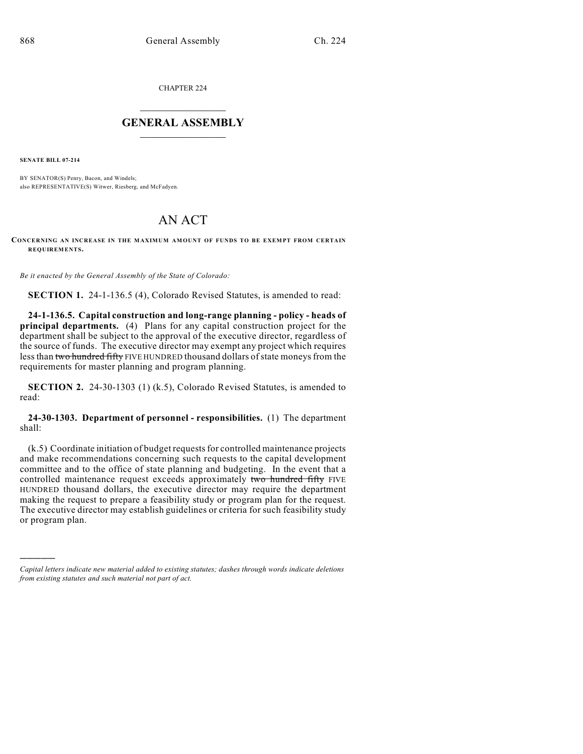CHAPTER 224

# GENERAL ASSEMBLY

**SENATE BILL 07-214**

BY SENATOR(S) Penry, Bacon, and Windels;
also REPRESENTATIVE(S) Witwer, Riesberg, and McFadyen.

# AN ACT

**CONCERNING AN INCREASE IN THE MAXIMUM AMOUNT OF FUNDS TO BE EXEMPT FROM CERTAIN REQUIREMENTS.**

*Be it enacted by the General Assembly of the State of Colorado:*

**SECTION 1.** 24-1-136.5 (4), Colorado Revised Statutes, is amended to read:

**24-1-136.5. Capital construction and long-range planning - policy - heads of principal departments.** (4) Plans for any capital construction project for the department shall be subject to the approval of the executive director, regardless of the source of funds. The executive director may exempt any project which requires less than ~~two hundred fifty~~ FIVE HUNDRED thousand dollars of state moneys from the requirements for master planning and program planning.

**SECTION 2.** 24-30-1303 (1) (k.5), Colorado Revised Statutes, is amended to read:

**24-30-1303. Department of personnel - responsibilities.** (1) The department shall:

(k.5) Coordinate initiation of budget requests for controlled maintenance projects and make recommendations concerning such requests to the capital development committee and to the office of state planning and budgeting. In the event that a controlled maintenance request exceeds approximately ~~two hundred fifty~~ FIVE HUNDRED thousand dollars, the executive director may require the department making the request to prepare a feasibility study or program plan for the request. The executive director may establish guidelines or criteria for such feasibility study or program plan.

---

*Capital letters indicate new material added to existing statutes; dashes through words indicate deletions from existing statutes and such material not part of act.*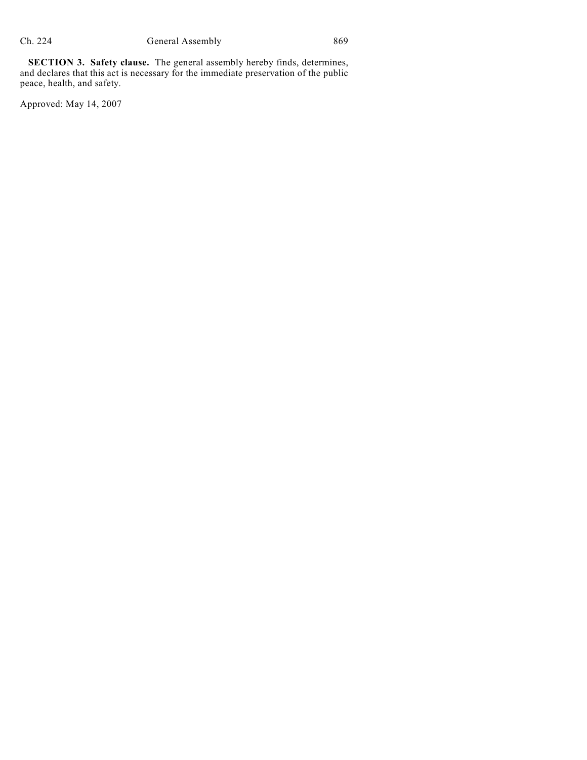**SECTION 3. Safety clause.** The general assembly hereby finds, determines, and declares that this act is necessary for the immediate preservation of the public peace, health, and safety.

Approved: May 14, 2007